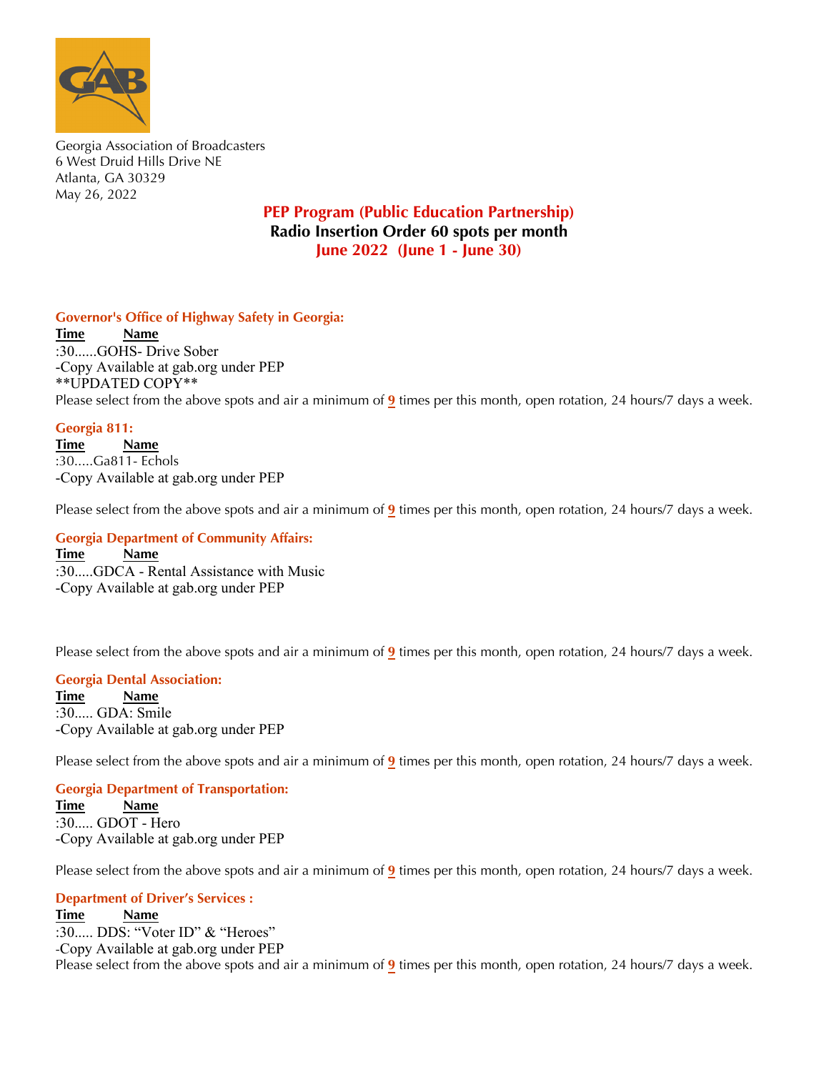Georgia Association of Broadcasters
6 West Druid Hills Drive NE
Atlanta, GA 30329
May 26, 2022

## PEP Program (Public Education Partnership)
## Radio Insertion Order 60 spots per month
## June 2022 (June 1 - June 30)

### Governor's Office of Highway Safety in Georgia:

**Time** **Name**
:30......GOHS- Drive Sober
-Copy Available at gab.org under PEP
**UPDATED COPY**
Please select from the above spots and air a minimum of **9** times per this month, open rotation, 24 hours/7 days a week.

### Georgia 811:

**Time** **Name**
:30.....Ga811- Echols
-Copy Available at gab.org under PEP

Please select from the above spots and air a minimum of **9** times per this month, open rotation, 24 hours/7 days a week.

### Georgia Department of Community Affairs:

**Time** **Name**
:30.....GDCA - Rental Assistance with Music
-Copy Available at gab.org under PEP

Please select from the above spots and air a minimum of **9** times per this month, open rotation, 24 hours/7 days a week.

### Georgia Dental Association:

**Time** **Name**
:30..... GDA: Smile
-Copy Available at gab.org under PEP

Please select from the above spots and air a minimum of **9** times per this month, open rotation, 24 hours/7 days a week.

### Georgia Department of Transportation:

**Time** **Name**
:30..... GDOT - Hero
-Copy Available at gab.org under PEP

Please select from the above spots and air a minimum of **9** times per this month, open rotation, 24 hours/7 days a week.

### Department of Driver's Services :

**Time** **Name**
:30..... DDS: "Voter ID" & "Heroes"
-Copy Available at gab.org under PEP
Please select from the above spots and air a minimum of **9** times per this month, open rotation, 24 hours/7 days a week.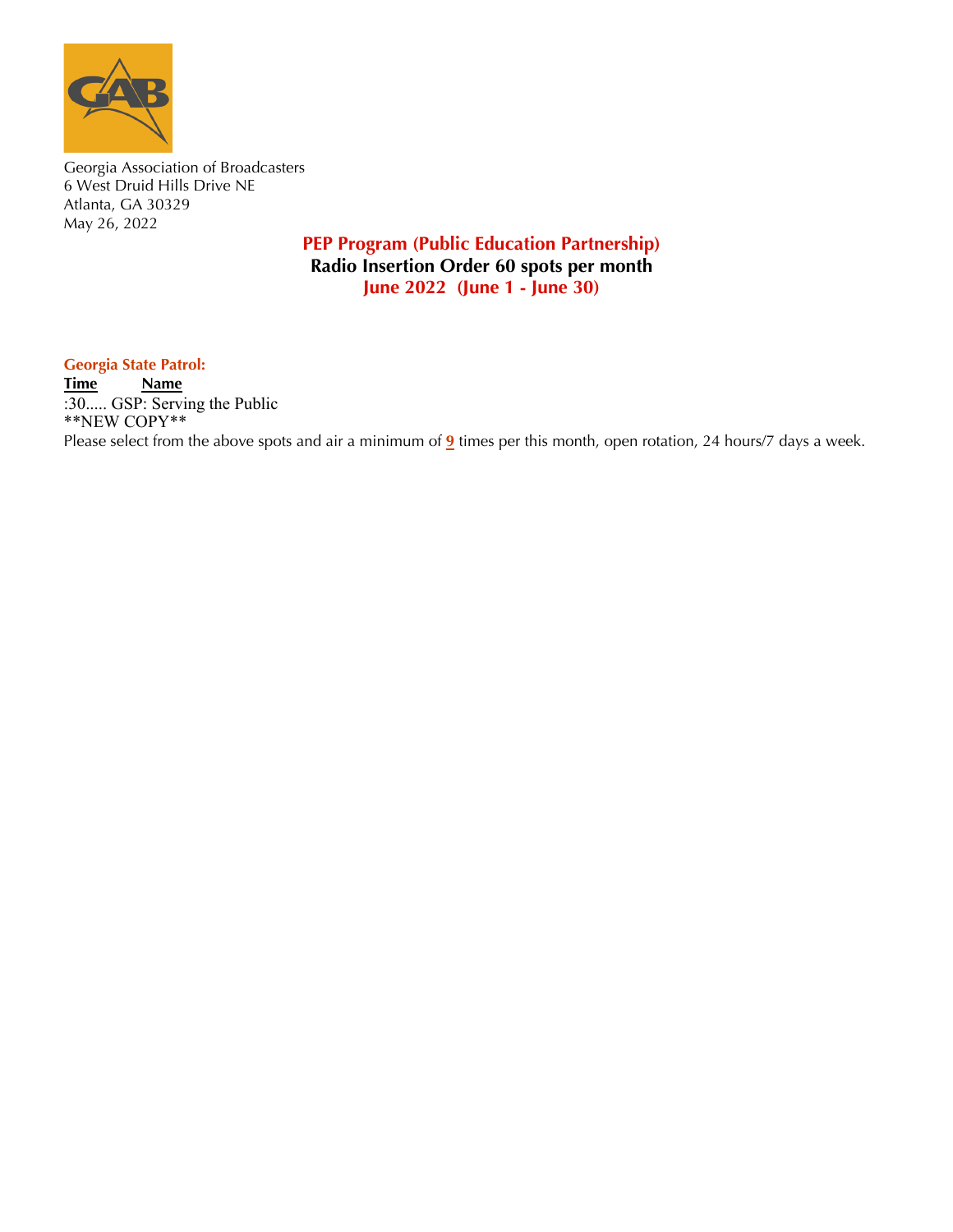Georgia Association of Broadcasters
6 West Druid Hills Drive NE
Atlanta, GA 30329
May 26, 2022

## PEP Program (Public Education Partnership)

**Radio Insertion Order 60 spots per month**

**June 2022 (June 1 - June 30)**

**Georgia State Patrol:**

**Time** **Name**

:30..... GSP: Serving the Public

**NEW COPY**

Please select from the above spots and air a minimum of **9** times per this month, open rotation, 24 hours/7 days a week.